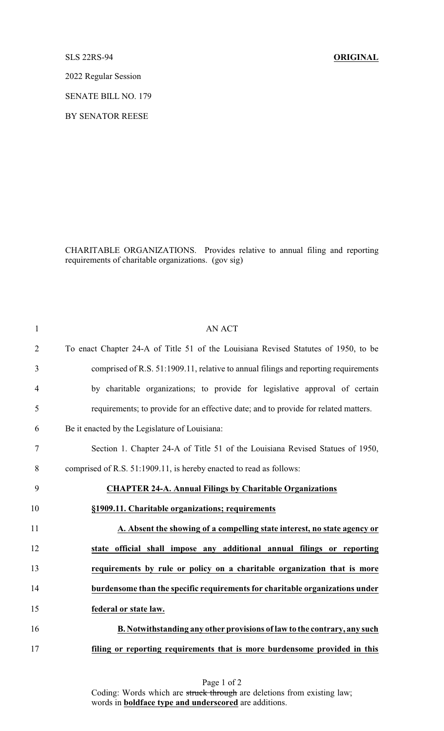SLS 22RS-94 **ORIGINAL**

2022 Regular Session

SENATE BILL NO. 179

BY SENATOR REESE

CHARITABLE ORGANIZATIONS. Provides relative to annual filing and reporting requirements of charitable organizations. (gov sig)

AN ACT

To enact Chapter 24-A of Title 51 of the Louisiana Revised Statutes of 1950, to be comprised of R.S. 51:1909.11, relative to annual filings and reporting requirements by charitable organizations; to provide for legislative approval of certain requirements; to provide for an effective date; and to provide for related matters.

Be it enacted by the Legislature of Louisiana:

Section 1. Chapter 24-A of Title 51 of the Louisiana Revised Statues of 1950, comprised of R.S. 51:1909.11, is hereby enacted to read as follows:

**CHAPTER 24-A. Annual Filings by Charitable Organizations**

**§1909.11. Charitable organizations; requirements**

**A. Absent the showing of a compelling state interest, no state agency or state official shall impose any additional annual filings or reporting requirements by rule or policy on a charitable organization that is more burdensome than the specific requirements for charitable organizations under federal or state law.**

**B. Notwithstanding any other provisions of law to the contrary, any such filing or reporting requirements that is more burdensome provided in this**

Coding: Words which are ~~struck through~~ are deletions from existing law; words in **boldface type and underscored** are additions.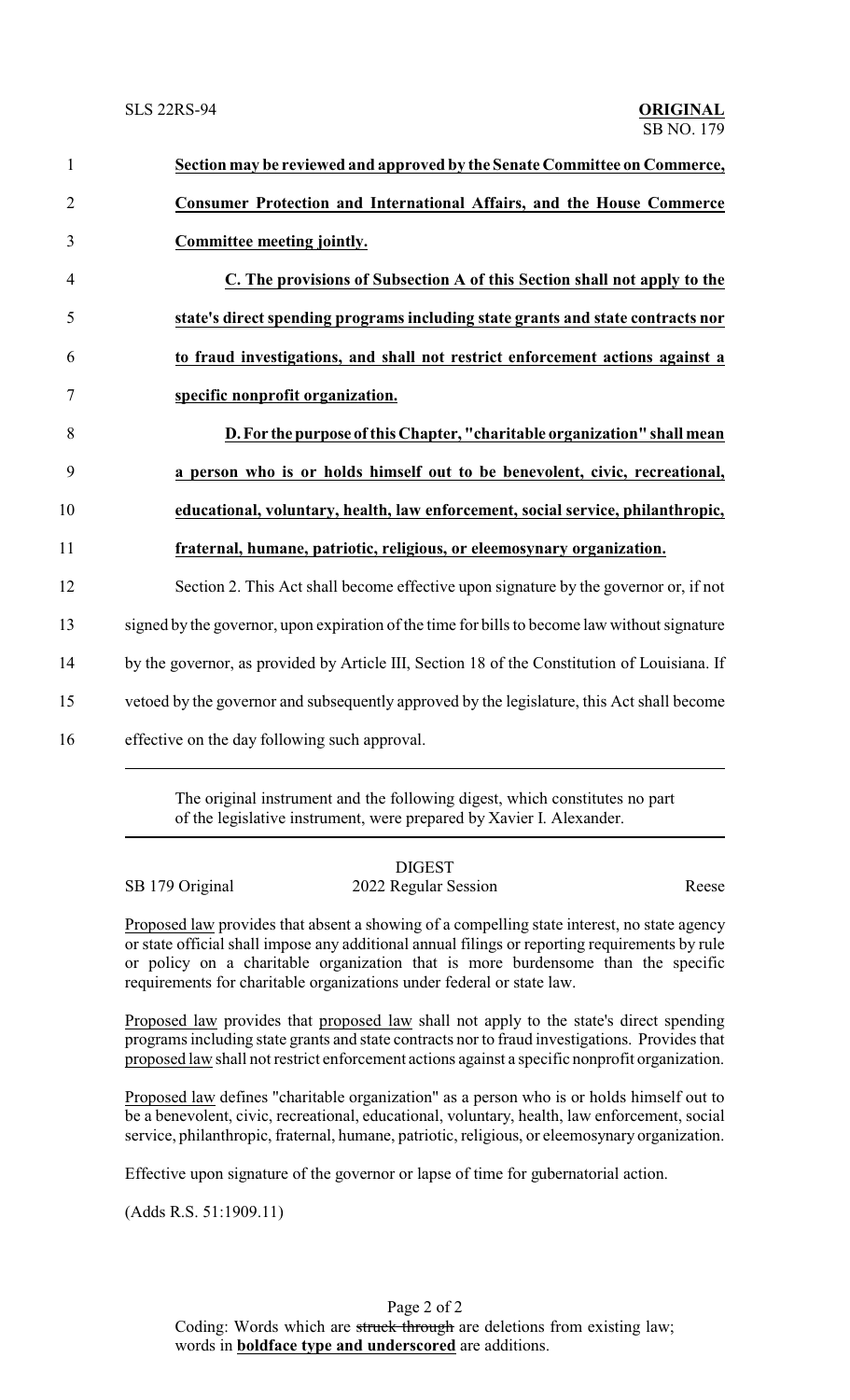**Section may be reviewed and approved by the Senate Committee on Commerce, Consumer Protection and International Affairs, and the House Commerce Committee meeting jointly.**

**C. The provisions of Subsection A of this Section shall not apply to the state's direct spending programs including state grants and state contracts nor to fraud investigations, and shall not restrict enforcement actions against a specific nonprofit organization.**

**D. For the purpose of this Chapter, "charitable organization" shall mean a person who is or holds himself out to be benevolent, civic, recreational, educational, voluntary, health, law enforcement, social service, philanthropic, fraternal, humane, patriotic, religious, or eleemosynary organization.**

Section 2. This Act shall become effective upon signature by the governor or, if not signed by the governor, upon expiration of the time for bills to become law without signature by the governor, as provided by Article III, Section 18 of the Constitution of Louisiana. If vetoed by the governor and subsequently approved by the legislature, this Act shall become effective on the day following such approval.

---

The original instrument and the following digest, which constitutes no part of the legislative instrument, were prepared by Xavier I. Alexander.

---

DIGEST

SB 179 Original — 2022 Regular Session — Reese

Proposed law provides that absent a showing of a compelling state interest, no state agency or state official shall impose any additional annual filings or reporting requirements by rule or policy on a charitable organization that is more burdensome than the specific requirements for charitable organizations under federal or state law.

Proposed law provides that proposed law shall not apply to the state's direct spending programs including state grants and state contracts nor to fraud investigations. Provides that proposed law shall not restrict enforcement actions against a specific nonprofit organization.

Proposed law defines "charitable organization" as a person who is or holds himself out to be a benevolent, civic, recreational, educational, voluntary, health, law enforcement, social service, philanthropic, fraternal, humane, patriotic, religious, or eleemosynary organization.

Effective upon signature of the governor or lapse of time for gubernatorial action.

(Adds R.S. 51:1909.11)

Coding: Words which are ~~struck through~~ are deletions from existing law; words in **boldface type and underscored** are additions.